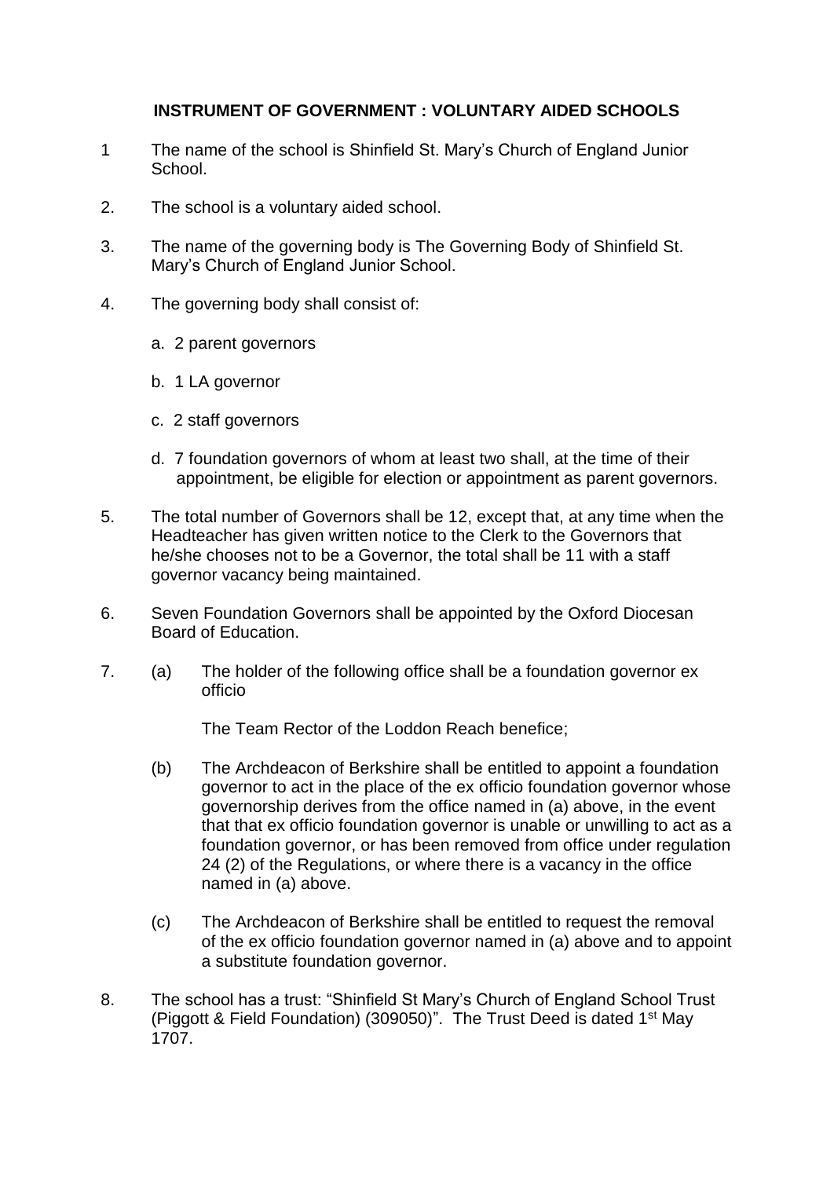# INSTRUMENT OF GOVERNMENT : VOLUNTARY AIDED SCHOOLS

1 The name of the school is Shinfield St. Mary's Church of England Junior School.

2. The school is a voluntary aided school.

3. The name of the governing body is The Governing Body of Shinfield St. Mary's Church of England Junior School.

4. The governing body shall consist of:

   a. 2 parent governors

   b. 1 LA governor

   c. 2 staff governors

   d. 7 foundation governors of whom at least two shall, at the time of their appointment, be eligible for election or appointment as parent governors.

5. The total number of Governors shall be 12, except that, at any time when the Headteacher has given written notice to the Clerk to the Governors that he/she chooses not to be a Governor, the total shall be 11 with a staff governor vacancy being maintained.

6. Seven Foundation Governors shall be appointed by the Oxford Diocesan Board of Education.

7. (a) The holder of the following office shall be a foundation governor ex officio

   The Team Rector of the Loddon Reach benefice;

   (b) The Archdeacon of Berkshire shall be entitled to appoint a foundation governor to act in the place of the ex officio foundation governor whose governorship derives from the office named in (a) above, in the event that that ex officio foundation governor is unable or unwilling to act as a foundation governor, or has been removed from office under regulation 24 (2) of the Regulations, or where there is a vacancy in the office named in (a) above.

   (c) The Archdeacon of Berkshire shall be entitled to request the removal of the ex officio foundation governor named in (a) above and to appoint a substitute foundation governor.

8. The school has a trust: "Shinfield St Mary's Church of England School Trust (Piggott & Field Foundation) (309050)". The Trust Deed is dated 1st May 1707.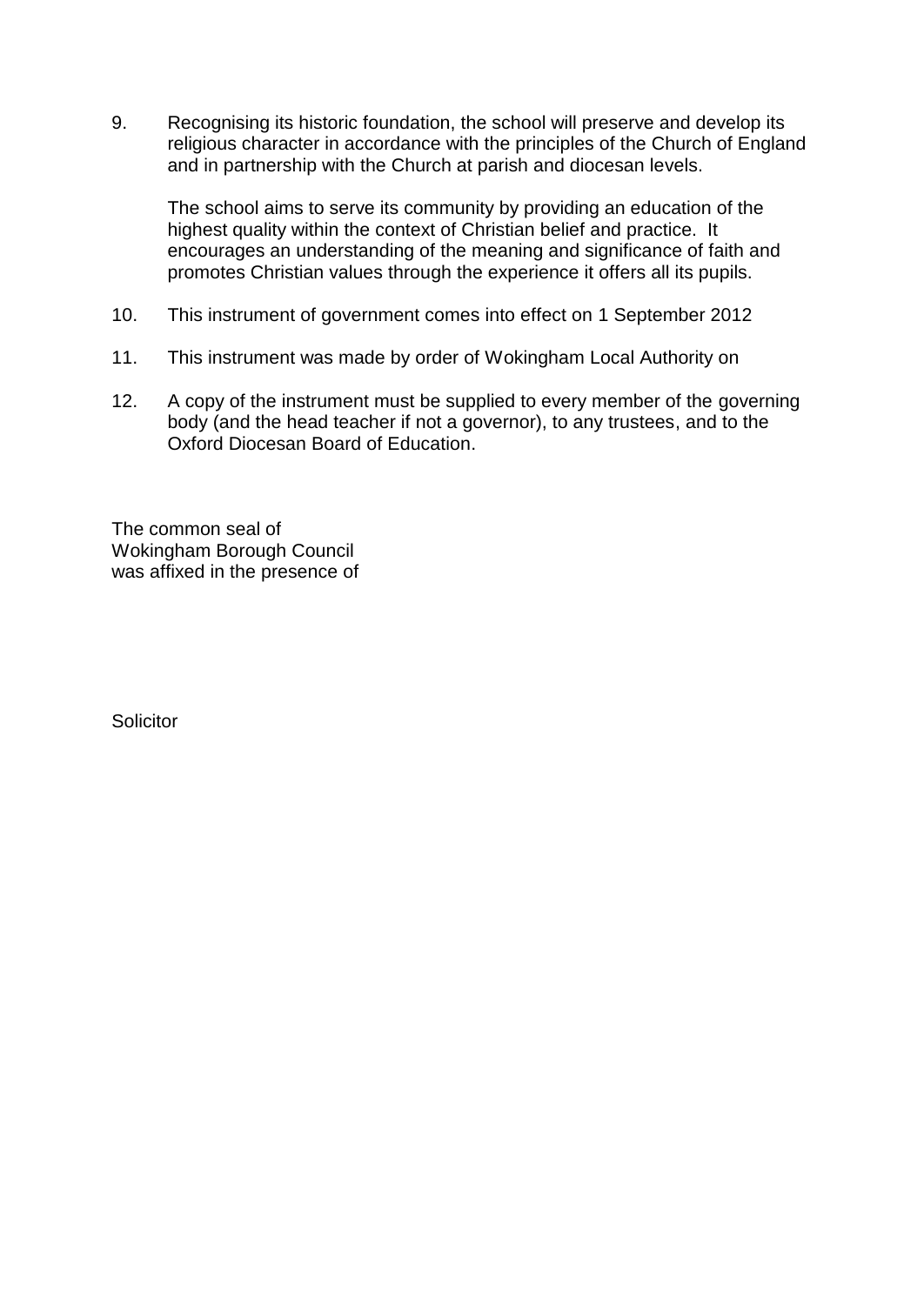9. Recognising its historic foundation, the school will preserve and develop its religious character in accordance with the principles of the Church of England and in partnership with the Church at parish and diocesan levels.

   The school aims to serve its community by providing an education of the highest quality within the context of Christian belief and practice. It encourages an understanding of the meaning and significance of faith and promotes Christian values through the experience it offers all its pupils.

10. This instrument of government comes into effect on 1 September 2012

11. This instrument was made by order of Wokingham Local Authority on

12. A copy of the instrument must be supplied to every member of the governing body (and the head teacher if not a governor), to any trustees, and to the Oxford Diocesan Board of Education.

The common seal of
Wokingham Borough Council
was affixed in the presence of

Solicitor